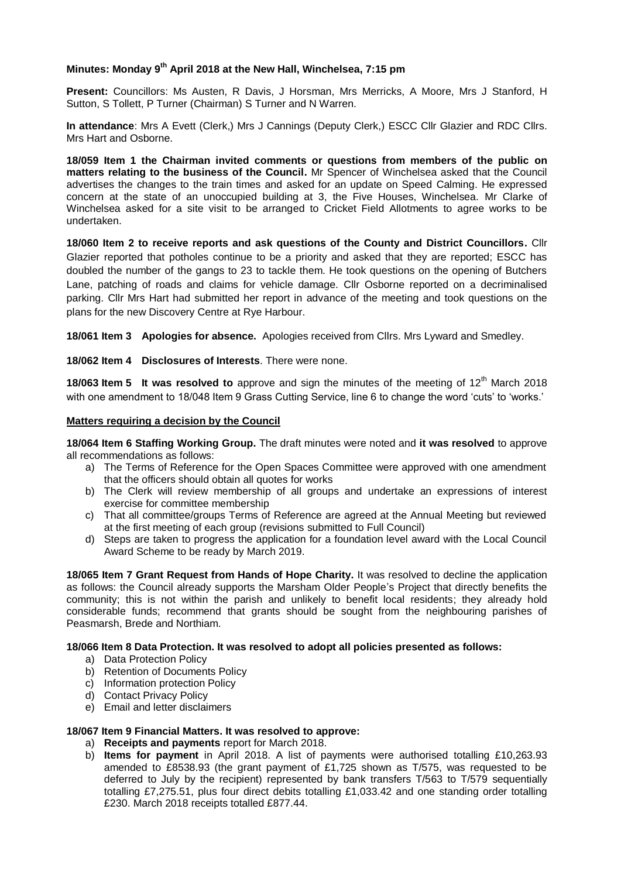# Minutes: Monday 9th April 2018 at the New Hall, Winchelsea, 7:15 pm

**Present:** Councillors: Ms Austen, R Davis, J Horsman, Mrs Merricks, A Moore, Mrs J Stanford, H Sutton, S Tollett, P Turner (Chairman) S Turner and N Warren.

**In attendance**: Mrs A Evett (Clerk,) Mrs J Cannings (Deputy Clerk,) ESCC Cllr Glazier and RDC Cllrs. Mrs Hart and Osborne.

**18/059 Item 1 the Chairman invited comments or questions from members of the public on matters relating to the business of the Council.** Mr Spencer of Winchelsea asked that the Council advertises the changes to the train times and asked for an update on Speed Calming. He expressed concern at the state of an unoccupied building at 3, the Five Houses, Winchelsea. Mr Clarke of Winchelsea asked for a site visit to be arranged to Cricket Field Allotments to agree works to be undertaken.

**18/060 Item 2 to receive reports and ask questions of the County and District Councillors.** Cllr Glazier reported that potholes continue to be a priority and asked that they are reported; ESCC has doubled the number of the gangs to 23 to tackle them. He took questions on the opening of Butchers Lane, patching of roads and claims for vehicle damage. Cllr Osborne reported on a decriminalised parking. Cllr Mrs Hart had submitted her report in advance of the meeting and took questions on the plans for the new Discovery Centre at Rye Harbour.

**18/061 Item 3 Apologies for absence.** Apologies received from Cllrs. Mrs Lyward and Smedley.

**18/062 Item 4 Disclosures of Interests**. There were none.

**18/063 Item 5 It was resolved to** approve and sign the minutes of the meeting of 12th March 2018 with one amendment to 18/048 Item 9 Grass Cutting Service, line 6 to change the word 'cuts' to 'works.'

**Matters requiring a decision by the Council**

**18/064 Item 6 Staffing Working Group.** The draft minutes were noted and **it was resolved** to approve all recommendations as follows:

a) The Terms of Reference for the Open Spaces Committee were approved with one amendment that the officers should obtain all quotes for works
b) The Clerk will review membership of all groups and undertake an expressions of interest exercise for committee membership
c) That all committee/groups Terms of Reference are agreed at the Annual Meeting but reviewed at the first meeting of each group (revisions submitted to Full Council)
d) Steps are taken to progress the application for a foundation level award with the Local Council Award Scheme to be ready by March 2019.

**18/065 Item 7 Grant Request from Hands of Hope Charity.** It was resolved to decline the application as follows: the Council already supports the Marsham Older People's Project that directly benefits the community; this is not within the parish and unlikely to benefit local residents; they already hold considerable funds; recommend that grants should be sought from the neighbouring parishes of Peasmarsh, Brede and Northiam.

**18/066 Item 8 Data Protection. It was resolved to adopt all policies presented as follows:**

a) Data Protection Policy
b) Retention of Documents Policy
c) Information protection Policy
d) Contact Privacy Policy
e) Email and letter disclaimers

**18/067 Item 9 Financial Matters. It was resolved to approve:**

a) **Receipts and payments** report for March 2018.
b) **Items for payment** in April 2018. A list of payments were authorised totalling £10,263.93 amended to £8538.93 (the grant payment of £1,725 shown as T/575, was requested to be deferred to July by the recipient) represented by bank transfers T/563 to T/579 sequentially totalling £7,275.51, plus four direct debits totalling £1,033.42 and one standing order totalling £230. March 2018 receipts totalled £877.44.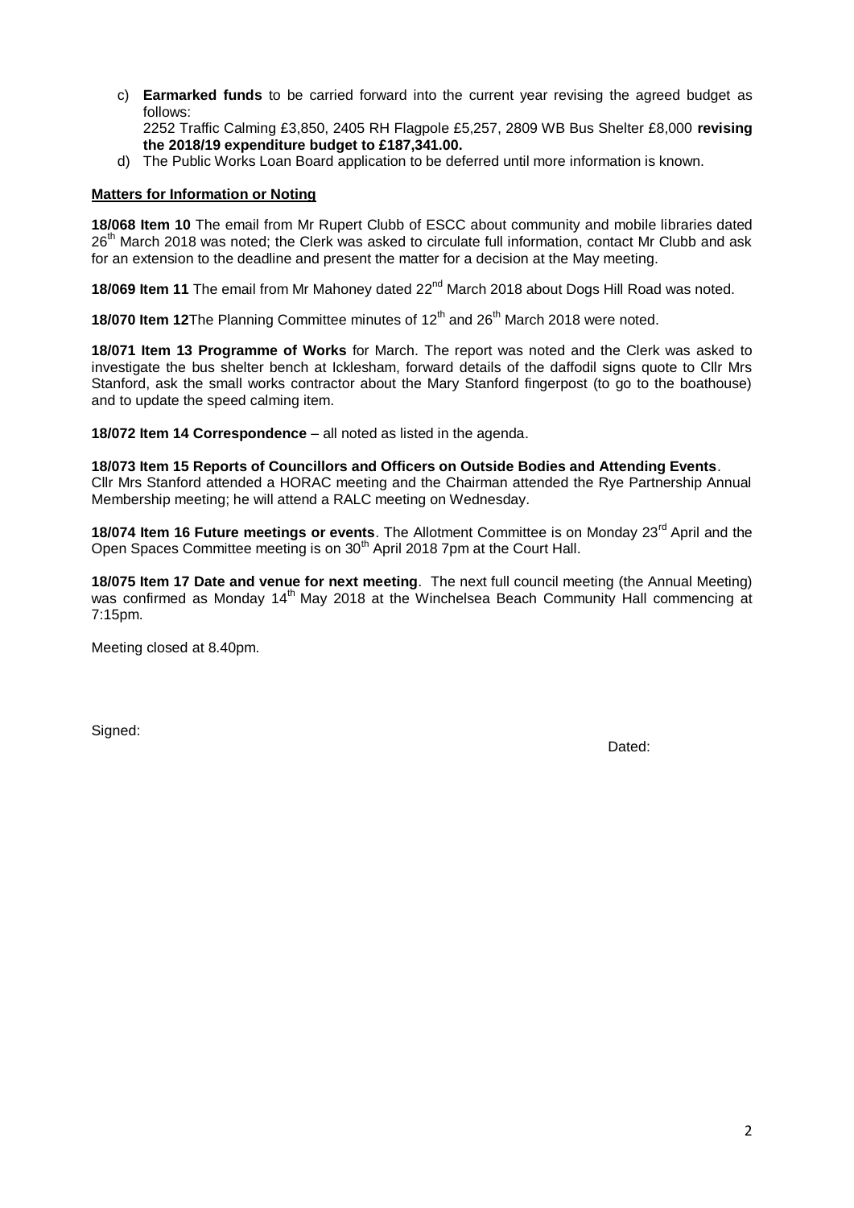c) **Earmarked funds** to be carried forward into the current year revising the agreed budget as follows:
   2252 Traffic Calming £3,850, 2405 RH Flagpole £5,257, 2809 WB Bus Shelter £8,000 **revising the 2018/19 expenditure budget to £187,341.00.**
d) The Public Works Loan Board application to be deferred until more information is known.

**Matters for Information or Noting**

**18/068 Item 10** The email from Mr Rupert Clubb of ESCC about community and mobile libraries dated 26th March 2018 was noted; the Clerk was asked to circulate full information, contact Mr Clubb and ask for an extension to the deadline and present the matter for a decision at the May meeting.

**18/069 Item 11** The email from Mr Mahoney dated 22nd March 2018 about Dogs Hill Road was noted.

**18/070 Item 12**The Planning Committee minutes of 12th and 26th March 2018 were noted.

**18/071 Item 13 Programme of Works** for March. The report was noted and the Clerk was asked to investigate the bus shelter bench at Icklesham, forward details of the daffodil signs quote to Cllr Mrs Stanford, ask the small works contractor about the Mary Stanford fingerpost (to go to the boathouse) and to update the speed calming item.

**18/072 Item 14 Correspondence** – all noted as listed in the agenda.

**18/073 Item 15 Reports of Councillors and Officers on Outside Bodies and Attending Events**.
Cllr Mrs Stanford attended a HORAC meeting and the Chairman attended the Rye Partnership Annual Membership meeting; he will attend a RALC meeting on Wednesday.

**18/074 Item 16 Future meetings or events**. The Allotment Committee is on Monday 23rd April and the Open Spaces Committee meeting is on 30th April 2018 7pm at the Court Hall.

**18/075 Item 17 Date and venue for next meeting**. The next full council meeting (the Annual Meeting) was confirmed as Monday 14th May 2018 at the Winchelsea Beach Community Hall commencing at 7:15pm.

Meeting closed at 8.40pm.

Signed:

Dated: